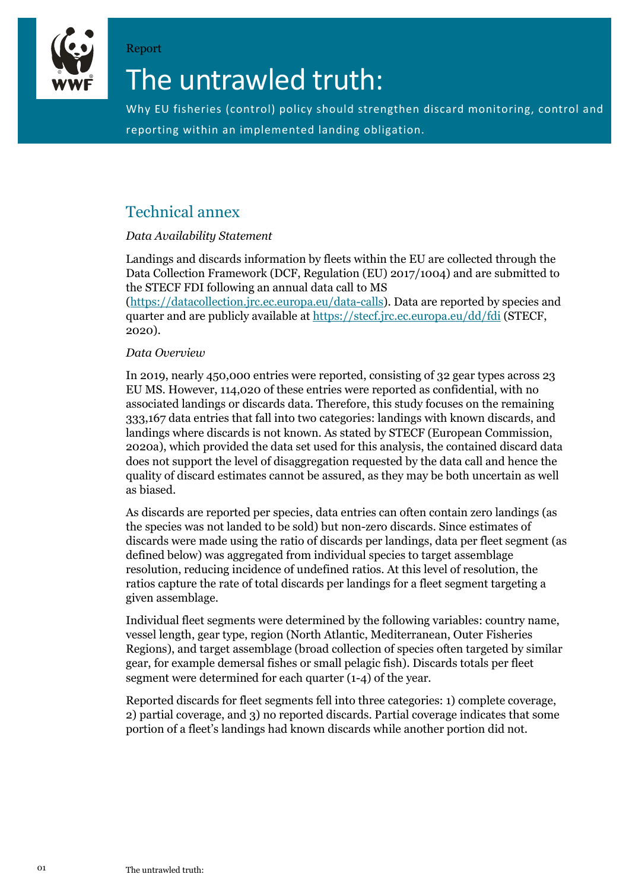Report

# The untrawled truth:

Why EU fisheries (control) policy should strengthen discard monitoring, control and reporting within an implemented landing obligation.

## Technical annex

*Data Availability Statement*

Landings and discards information by fleets within the EU are collected through the Data Collection Framework (DCF, Regulation (EU) 2017/1004) and are submitted to the STECF FDI following an annual data call to MS (https://datacollection.jrc.ec.europa.eu/data-calls). Data are reported by species and quarter and are publicly available at https://stecf.jrc.ec.europa.eu/dd/fdi (STECF, 2020).

*Data Overview*

In 2019, nearly 450,000 entries were reported, consisting of 32 gear types across 23 EU MS. However, 114,020 of these entries were reported as confidential, with no associated landings or discards data. Therefore, this study focuses on the remaining 333,167 data entries that fall into two categories: landings with known discards, and landings where discards is not known. As stated by STECF (European Commission, 2020a), which provided the data set used for this analysis, the contained discard data does not support the level of disaggregation requested by the data call and hence the quality of discard estimates cannot be assured, as they may be both uncertain as well as biased.

As discards are reported per species, data entries can often contain zero landings (as the species was not landed to be sold) but non-zero discards. Since estimates of discards were made using the ratio of discards per landings, data per fleet segment (as defined below) was aggregated from individual species to target assemblage resolution, reducing incidence of undefined ratios. At this level of resolution, the ratios capture the rate of total discards per landings for a fleet segment targeting a given assemblage.

Individual fleet segments were determined by the following variables: country name, vessel length, gear type, region (North Atlantic, Mediterranean, Outer Fisheries Regions), and target assemblage (broad collection of species often targeted by similar gear, for example demersal fishes or small pelagic fish). Discards totals per fleet segment were determined for each quarter (1-4) of the year.

Reported discards for fleet segments fell into three categories: 1) complete coverage, 2) partial coverage, and 3) no reported discards. Partial coverage indicates that some portion of a fleet's landings had known discards while another portion did not.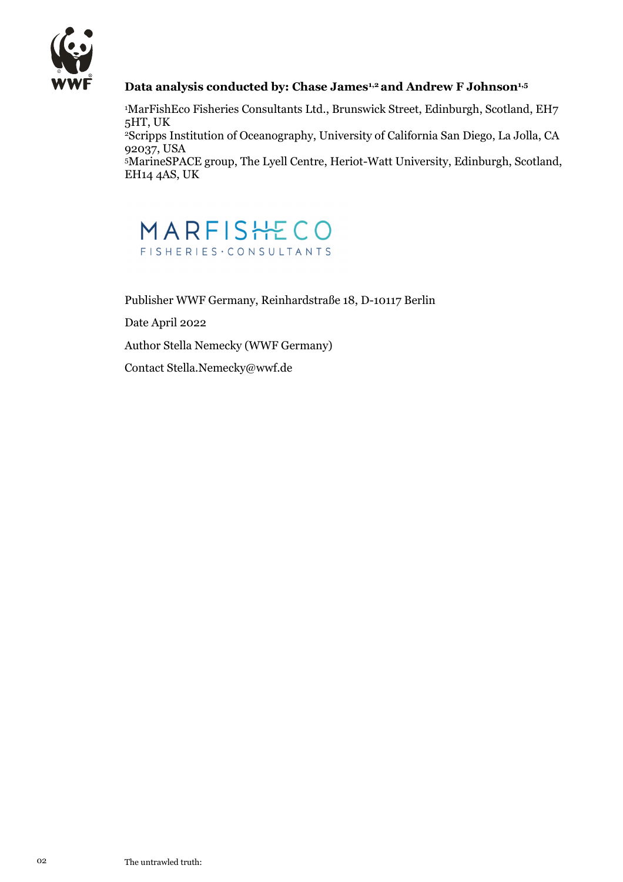**Data analysis conducted by: Chase James[1,2] and Andrew F Johnson[1,5]**

[1]MarFishEco Fisheries Consultants Ltd., Brunswick Street, Edinburgh, Scotland, EH7 5HT, UK
[2]Scripps Institution of Oceanography, University of California San Diego, La Jolla, CA 92037, USA
[5]MarineSPACE group, The Lyell Centre, Heriot-Watt University, Edinburgh, Scotland, EH14 4AS, UK

MARFISHECO
FISHERIES·CONSULTANTS

Publisher WWF Germany, Reinhardstraße 18, D-10117 Berlin

Date April 2022

Author Stella Nemecky (WWF Germany)

Contact Stella.Nemecky@wwf.de